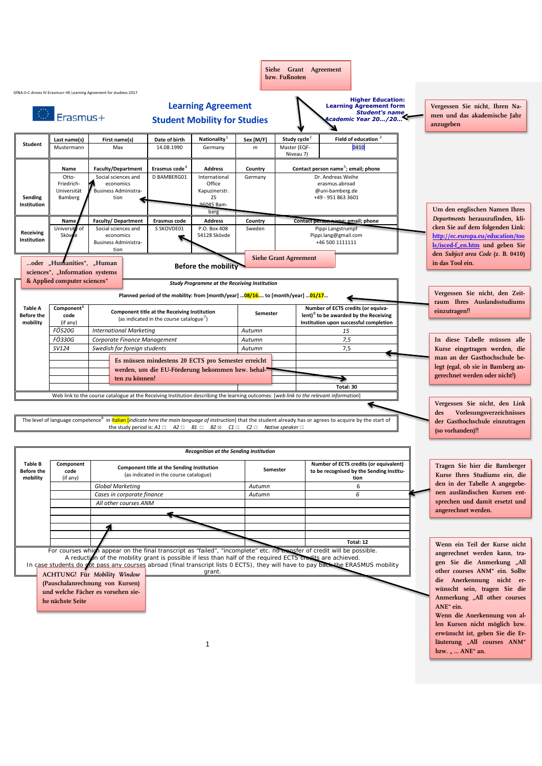GfNA-II-C-Annex IV-Erasmus+ HE Learning Agreement for studies-2017

Siehe Grant Agreement bzw. Fußnoten

Erasmus+

# Learning Agreement
## Student Mobility for Studies

**Higher Education:**
**Learning Agreement form**
***Student's name***
***Academic Year 20…/20…***

Vergessen Sie nicht, Ihren Namen und das akademische Jahr anzugeben

| Student | Last name(s) | First name(s) | Date of birth | Nationality[1] | Sex [M/F] | Study cycle[2] | Field of education [3] |
|---|---|---|---|---|---|---|---|
| | Mustermann | Max | 14.08.1990 | Germany | m | Master (EQF-Niveau 7) | 0410 |

| | Name | Faculty/Department | Erasmus code[4] | Address | Country | Contact person name[5]; email; phone |
|---|---|---|---|---|---|---|
| Sending Institution | Otto-Friedrich-Universität Bamberg | Social sciences and economics Business Administration | D BAMBERG01 | International Office Kapuzinerstr. 25 96045 Bamberg | Germany | Dr. Andreas Weihe erasmus.abroad @uni-bamberg.de +49 - 951 863 3601 |
| | **Name** | **Faculty/ Department** | **Erasmus code** | **Address** | **Country** | **Contact person name; email; phone** |
| Receiving Institution | University of Skövde | Social sciences and economics Business Administration | S SKOVDE01 | P.O. Box 408 54128 Skövde | Sweden | Pippi Langstrumpf Pippi.lang@gmail.com +46 500 1111111 |

Um den englischen Namen Ihres *Departments* herauszufinden, klicken Sie auf dem folgenden Link: http://ec.europa.eu/education/tools/isced-f_en.htm und geben Sie den *Subject area Code* (z. B. 0410) in das Tool ein.

…oder „Humanities", „Human sciences", „Information systems & Applied computer sciences"

Siehe Grant Agreement

### Before the mobility

***Study Programme at the Receiving Institution***

**Planned period of the mobility: from [month/year] …08/16…. to [month/year] …01/17…**

Vergessen Sie nicht, den Zeitraum Ihres Auslandsstudiums einzutragen!!

| Table A Before the mobility | Component[6] code (if any) | Component title at the Receiving Institution (as indicated in the course catalogue[7]) | Semester | Number of ECTS credits (or equivalent)[8] to be awarded by the Receiving Institution upon successful completion |
|---|---|---|---|---|
| | FÖ520G | International Marketing | Autumn | 15 |
| | FÖ330G | Corporate Finance Management | Autumn | 7,5 |
| | SV124 | Swedish for foreign students | Autumn | 7,5 |
| | | | | |
| | | | | |
| | | | | |
| | | | | Total: 30 |

Web link to the course catalogue at the Receiving Institution describing the learning outcomes: [*web link to the relevant information*]

In diese Tabelle müssen alle Kurse eingetragen werden, die man an der Gasthochschule belegt (egal, ob sie in Bamberg angerechnet werden oder nicht!)

Es müssen mindestens 20 ECTS pro Semester erreicht werden, um die EU-Förderung bekommen bzw. behalten zu können!

Vergessen Sie nicht, den Link des Vorlesungsverzeichnisses der Gasthochschule einzutragen (so vorhanden)!!

The level of language competence[9] in Italian [*indicate here the main language of instruction*] that the student already has or agrees to acquire by the start of the study period is: *A1* ☐ *A2* ☐ *B1* ☐ *B2* ☒ *C1* ☐ *C2* ☐ *Native speaker* ☐

***Recognition at the Sending Institution***

| Table B Before the mobility | Component code (if any) | Component title at the Sending Institution (as indicated in the course catalogue) | Semester | Number of ECTS credits (or equivalent) to be recognised by the Sending Institution |
|---|---|---|---|---|
| | | Global Marketing | Autumn | 6 |
| | | Cases in corporate finance | Autumn | 6 |
| | | All other courses ANM | | |
| | | | | |
| | | | | |
| | | | | |
| | | | | Total: 12 |

For courses which appear on the final transcript as "failed", "incomplete" etc. no transfer of credit will be possible.
A reduction of the mobility grant is possible if less than half of the required ECTS credits are achieved.
In case students do not pass any courses abroad (final transcript lists 0 ECTS), they will have to pay back the ERASMUS mobility grant.

Tragen Sie hier die Bamberger Kurse Ihres Studiums ein, die den in der Tabelle A angegebenen ausländischen Kursen entsprechen und damit ersetzt und angerechnet werden.

Wenn ein Teil der Kurse nicht angerechnet werden kann, tragen Sie die Anmerkung „All other courses ANM" ein. Sollte die Anerkennung nicht erwünscht sein, tragen Sie die Anmerkung „All other courses ANE" ein.
Wenn die Anerkennung von allen Kursen nicht möglich bzw. erwünscht ist, geben Sie die Erläuterung „All courses ANM" bzw. „ … ANE" an.

ACHTUNG! Für *Mobility Window* (Pauschalanrechnung von Kursen) und welche Fächer es vorsehen siehe nächste Seite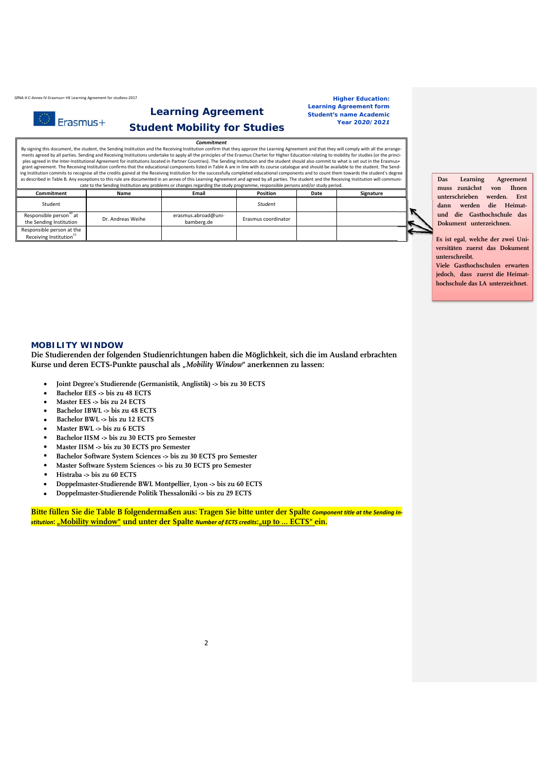GfNA-II-C-Annex IV-Erasmus+ HE Learning Agreement for studiess-2017

Erasmus+

# Learning Agreement
# Student Mobility for Studies

**Higher Education:**
**Learning Agreement form**
**Student's name Academic**
**Year 2020/2021**

***Commitment***

By signing this document, the student, the Sending Institution and the Receiving Institution confirm that they approve the Learning Agreement and that they will comply with all the arrangements agreed by all parties. Sending and Receiving Institutions undertake to apply all the principles of the Erasmus Charter for Higher Education relating to mobility for studies (or the principles agreed in the Inter-Institutional Agreement for institutions located in Partner Countries). The Sending Institution and the student should also commit to what is set out in the Erasmus+ grant agreement. The Receiving Institution confirms that the educational components listed in Table A are in line with its course catalogue and should be available to the student. The Sending Institution commits to recognise all the credits gained at the Receiving Institution for the successfully completed educational components and to count them towards the student's degree as described in Table B. Any exceptions to this rule are documented in an annex of this Learning Agreement and agreed by all parties. The student and the Receiving Institution will communicate to the Sending Institution any problems or changes regarding the study programme, responsible persons and/or study period.

| Commitment | Name | Email | Position | Date | Signature |
|---|---|---|---|---|---|
| Student | | | *Student* | | |
| Responsible person[10] at the Sending Institution | Dr. Andreas Weihe | erasmus.abroad@uni-bamberg.de | Erasmus coordinator | | |
| Responsible person at the Receiving Institution[11] | | | | | |

**Das Learning Agreement muss zunächst von Ihnen unterschrieben werden. Erst dann werden die Heimat- und die Gasthochschule das Dokument unterzeichnen.**

**Es ist egal, welche der zwei Universitäten zuerst das Dokument unterschreibt.**
**Viele Gasthochschulen erwarten jedoch, dass zuerst die Heimathochschule das LA unterzeichnet.**

## MOBILITY WINDOW

**Die Studierenden der folgenden Studienrichtungen haben die Möglichkeit, sich die im Ausland erbrachten Kurse und deren ECTS-Punkte pauschal als „*Mobility Window*" anerkennen zu lassen:**

- **Joint Degree's Studierende (Germanistik, Anglistik) -> bis zu 30 ECTS**
- **Bachelor EES -> bis zu 48 ECTS**
- **Master EES -> bis zu 24 ECTS**
- **Bachelor IBWL -> bis zu 48 ECTS**
- **Bachelor BWL -> bis zu 12 ECTS**
- **Master BWL -> bis zu 6 ECTS**
- **Bachelor IISM -> bis zu 30 ECTS pro Semester**
- **Master IISM -> bis zu 30 ECTS pro Semester**
- **Bachelor Software System Sciences -> bis zu 30 ECTS pro Semester**
- **Master Software System Sciences -> bis zu 30 ECTS pro Semester**
- **Histraba -> bis zu 60 ECTS**
- **Doppelmaster-Studierende BWL Montpellier, Lyon -> bis zu 60 ECTS**
- **Doppelmaster-Studierende Politik Thessaloniki -> bis zu 29 ECTS**

**Bitte füllen Sie die Table B folgendermaßen aus: Tragen Sie bitte unter der Spalte *Component title at the Sending Institution*: „Mobility window" und unter der Spalte *Number of ECTS credits*: „up to ... ECTS" ein.**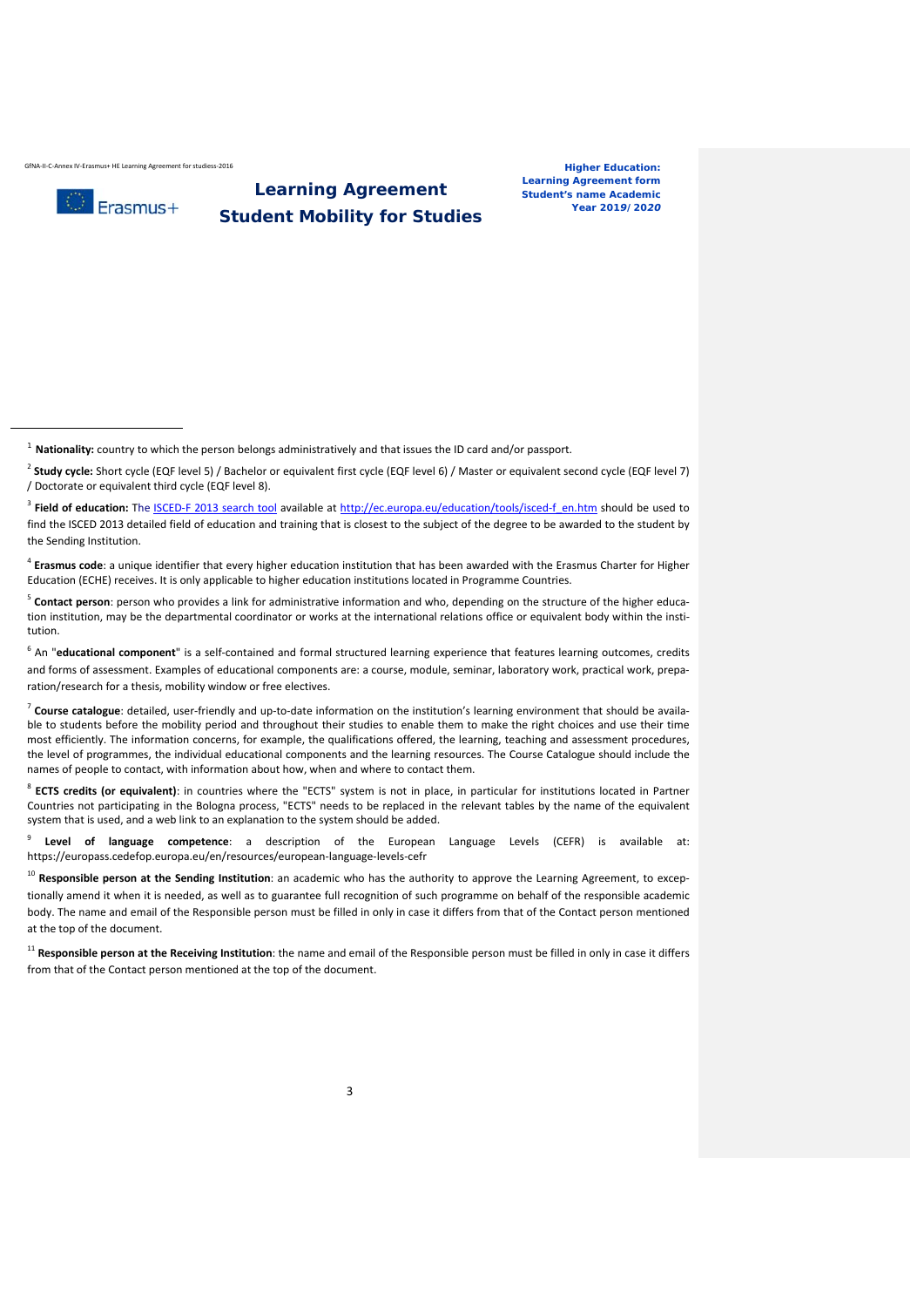[1] **Nationality:** country to which the person belongs administratively and that issues the ID card and/or passport.

[2] **Study cycle:** Short cycle (EQF level 5) / Bachelor or equivalent first cycle (EQF level 6) / Master or equivalent second cycle (EQF level 7) / Doctorate or equivalent third cycle (EQF level 8).

[3] **Field of education:** The ISCED-F 2013 search tool available at http://ec.europa.eu/education/tools/isced-f_en.htm should be used to find the ISCED 2013 detailed field of education and training that is closest to the subject of the degree to be awarded to the student by the Sending Institution.

[4] **Erasmus code**: a unique identifier that every higher education institution that has been awarded with the Erasmus Charter for Higher Education (ECHE) receives. It is only applicable to higher education institutions located in Programme Countries.

[5] **Contact person**: person who provides a link for administrative information and who, depending on the structure of the higher education institution, may be the departmental coordinator or works at the international relations office or equivalent body within the institution.

[6] An "**educational component**" is a self-contained and formal structured learning experience that features learning outcomes, credits and forms of assessment. Examples of educational components are: a course, module, seminar, laboratory work, practical work, preparation/research for a thesis, mobility window or free electives.

[7] **Course catalogue**: detailed, user-friendly and up-to-date information on the institution's learning environment that should be available to students before the mobility period and throughout their studies to enable them to make the right choices and use their time most efficiently. The information concerns, for example, the qualifications offered, the learning, teaching and assessment procedures, the level of programmes, the individual educational components and the learning resources. The Course Catalogue should include the names of people to contact, with information about how, when and where to contact them.

[8] **ECTS credits (or equivalent)**: in countries where the "ECTS" system is not in place, in particular for institutions located in Partner Countries not participating in the Bologna process, "ECTS" needs to be replaced in the relevant tables by the name of the equivalent system that is used, and a web link to an explanation to the system should be added.

[9] **Level of language competence**: a description of the European Language Levels (CEFR) is available at: https://europass.cedefop.europa.eu/en/resources/european-language-levels-cefr

[10] **Responsible person at the Sending Institution**: an academic who has the authority to approve the Learning Agreement, to exceptionally amend it when it is needed, as well as to guarantee full recognition of such programme on behalf of the responsible academic body. The name and email of the Responsible person must be filled in only in case it differs from that of the Contact person mentioned at the top of the document.

[11] **Responsible person at the Receiving Institution**: the name and email of the Responsible person must be filled in only in case it differs from that of the Contact person mentioned at the top of the document.